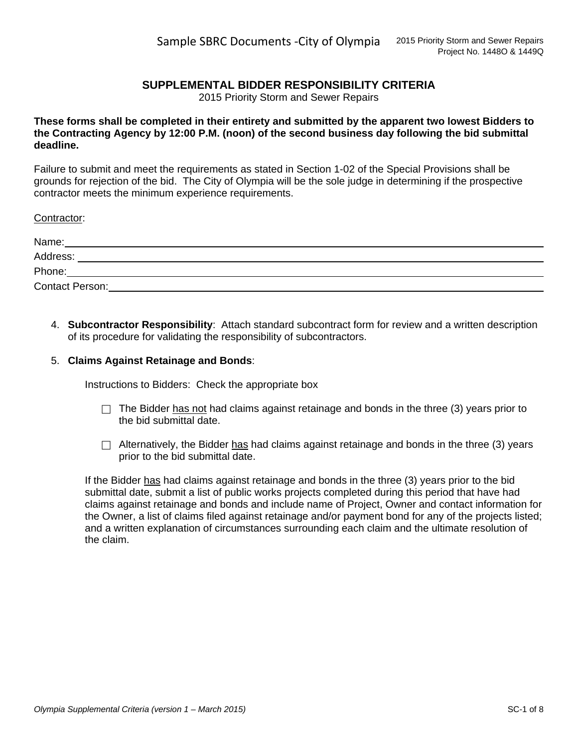# SUPPLEMENTAL BIDDER RESPONSIBILITY CRITERIA

2015 Priority Storm and Sewer Repairs

**These forms shall be completed in their entirety and submitted by the apparent two lowest Bidders to the Contracting Agency by 12:00 P.M. (noon) of the second business day following the bid submittal deadline.**

Failure to submit and meet the requirements as stated in Section 1-02 of the Special Provisions shall be grounds for rejection of the bid. The City of Olympia will be the sole judge in determining if the prospective contractor meets the minimum experience requirements.

<u>Contractor</u>:

Name: ______________________________________________

Address: ______________________________________________

Phone: ______________________________________________

Contact Person: ______________________________________________

4. **Subcontractor Responsibility**: Attach standard subcontract form for review and a written description of its procedure for validating the responsibility of subcontractors.

5. **Claims Against Retainage and Bonds**:

   Instructions to Bidders: Check the appropriate box

   ☐ The Bidder <u>has not</u> had claims against retainage and bonds in the three (3) years prior to the bid submittal date.

   ☐ Alternatively, the Bidder <u>has</u> had claims against retainage and bonds in the three (3) years prior to the bid submittal date.

   If the Bidder <u>has</u> had claims against retainage and bonds in the three (3) years prior to the bid submittal date, submit a list of public works projects completed during this period that have had claims against retainage and bonds and include name of Project, Owner and contact information for the Owner, a list of claims filed against retainage and/or payment bond for any of the projects listed; and a written explanation of circumstances surrounding each claim and the ultimate resolution of the claim.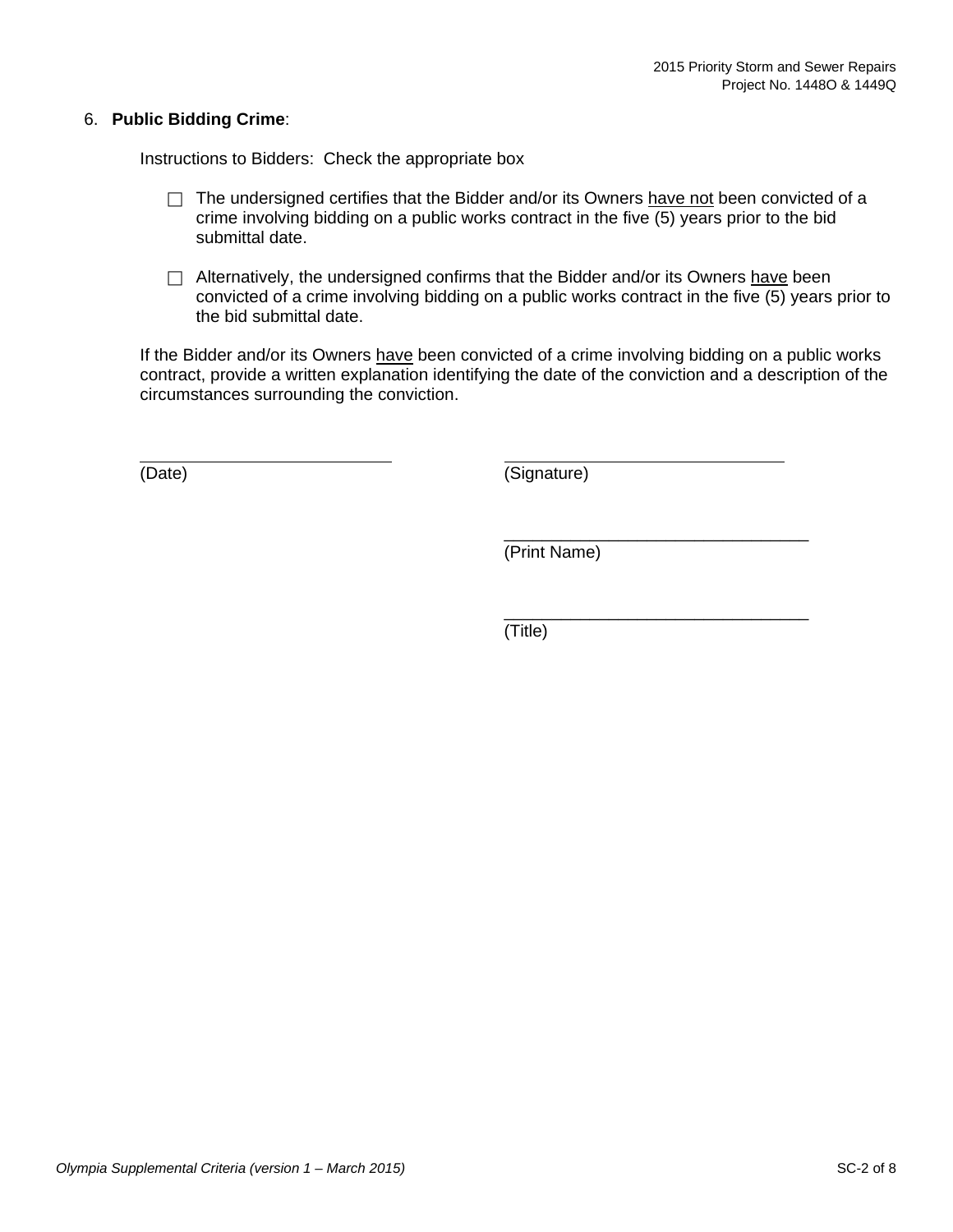6. **Public Bidding Crime**:

Instructions to Bidders: Check the appropriate box

☐ The undersigned certifies that the Bidder and/or its Owners <u>have not</u> been convicted of a crime involving bidding on a public works contract in the five (5) years prior to the bid submittal date.

☐ Alternatively, the undersigned confirms that the Bidder and/or its Owners <u>have</u> been convicted of a crime involving bidding on a public works contract in the five (5) years prior to the bid submittal date.

If the Bidder and/or its Owners <u>have</u> been convicted of a crime involving bidding on a public works contract, provide a written explanation identifying the date of the conviction and a description of the circumstances surrounding the conviction.

\_\_\_\_\_\_\_\_\_\_\_\_\_\_\_\_\_\_\_\_\_\_\_\_\_\_\_\_
(Date)

\_\_\_\_\_\_\_\_\_\_\_\_\_\_\_\_\_\_\_\_\_\_\_\_\_\_\_\_\_\_\_
(Signature)

\_\_\_\_\_\_\_\_\_\_\_\_\_\_\_\_\_\_\_\_\_\_\_\_\_\_\_\_\_\_\_\_\_
(Print Name)

\_\_\_\_\_\_\_\_\_\_\_\_\_\_\_\_\_\_\_\_\_\_\_\_\_\_\_\_\_\_\_\_\_
(Title)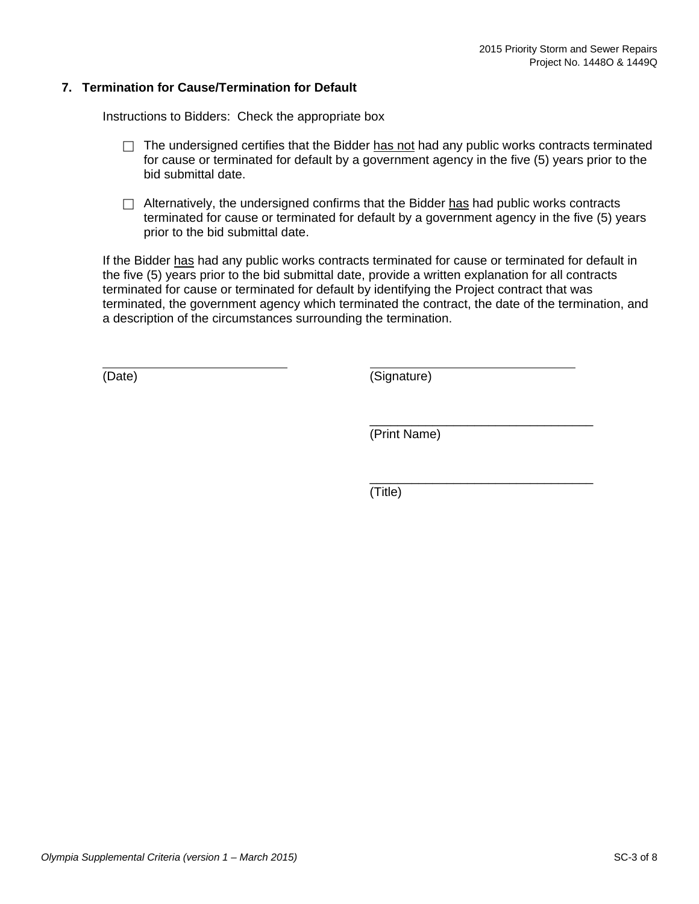## 7. Termination for Cause/Termination for Default

Instructions to Bidders: Check the appropriate box

☐ The undersigned certifies that the Bidder <u>has not</u> had any public works contracts terminated for cause or terminated for default by a government agency in the five (5) years prior to the bid submittal date.

☐ Alternatively, the undersigned confirms that the Bidder <u>has</u> had public works contracts terminated for cause or terminated for default by a government agency in the five (5) years prior to the bid submittal date.

If the Bidder <u>has</u> had any public works contracts terminated for cause or terminated for default in the five (5) years prior to the bid submittal date, provide a written explanation for all contracts terminated for cause or terminated for default by identifying the Project contract that was terminated, the government agency which terminated the contract, the date of the termination, and a description of the circumstances surrounding the termination.

\_\_\_\_\_\_\_\_\_\_\_\_\_\_\_\_\_\_\_\_\_\_\_\_\_\_\_\_\_\_
(Date)

\_\_\_\_\_\_\_\_\_\_\_\_\_\_\_\_\_\_\_\_\_\_\_\_\_\_\_\_\_\_
(Signature)

\_\_\_\_\_\_\_\_\_\_\_\_\_\_\_\_\_\_\_\_\_\_\_\_\_\_\_\_\_\_
(Print Name)

\_\_\_\_\_\_\_\_\_\_\_\_\_\_\_\_\_\_\_\_\_\_\_\_\_\_\_\_\_\_
(Title)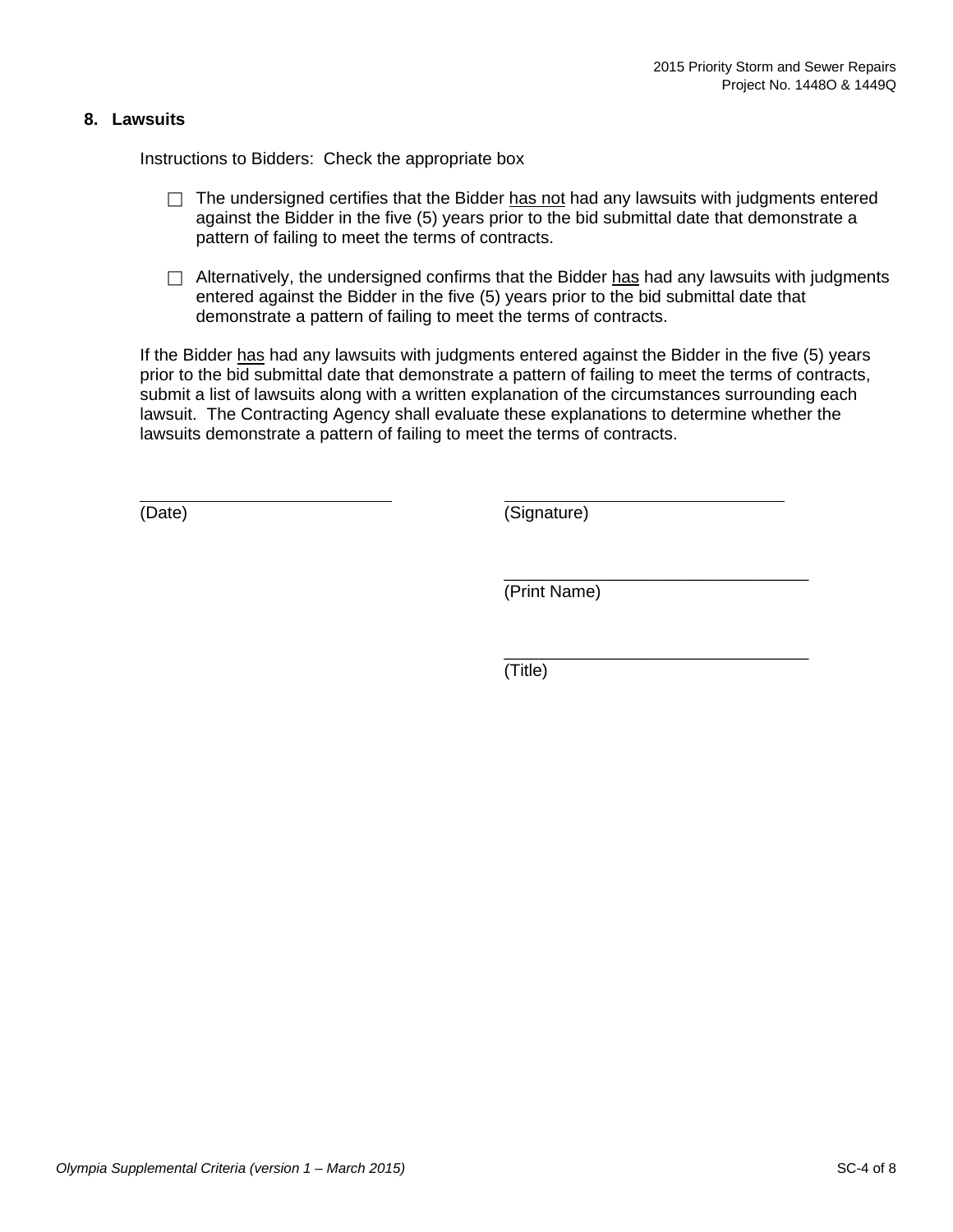## 8. Lawsuits

Instructions to Bidders: Check the appropriate box

☐ The undersigned certifies that the Bidder has not had any lawsuits with judgments entered against the Bidder in the five (5) years prior to the bid submittal date that demonstrate a pattern of failing to meet the terms of contracts.

☐ Alternatively, the undersigned confirms that the Bidder has had any lawsuits with judgments entered against the Bidder in the five (5) years prior to the bid submittal date that demonstrate a pattern of failing to meet the terms of contracts.

If the Bidder has had any lawsuits with judgments entered against the Bidder in the five (5) years prior to the bid submittal date that demonstrate a pattern of failing to meet the terms of contracts, submit a list of lawsuits along with a written explanation of the circumstances surrounding each lawsuit. The Contracting Agency shall evaluate these explanations to determine whether the lawsuits demonstrate a pattern of failing to meet the terms of contracts.

\_\_\_\_\_\_\_\_\_\_\_\_\_\_\_\_\_\_\_\_\_\_\_\_\_\_\_\_
(Date)

\_\_\_\_\_\_\_\_\_\_\_\_\_\_\_\_\_\_\_\_\_\_\_\_\_\_\_\_
(Signature)

\_\_\_\_\_\_\_\_\_\_\_\_\_\_\_\_\_\_\_\_\_\_\_\_\_\_\_\_
(Print Name)

\_\_\_\_\_\_\_\_\_\_\_\_\_\_\_\_\_\_\_\_\_\_\_\_\_\_\_\_
(Title)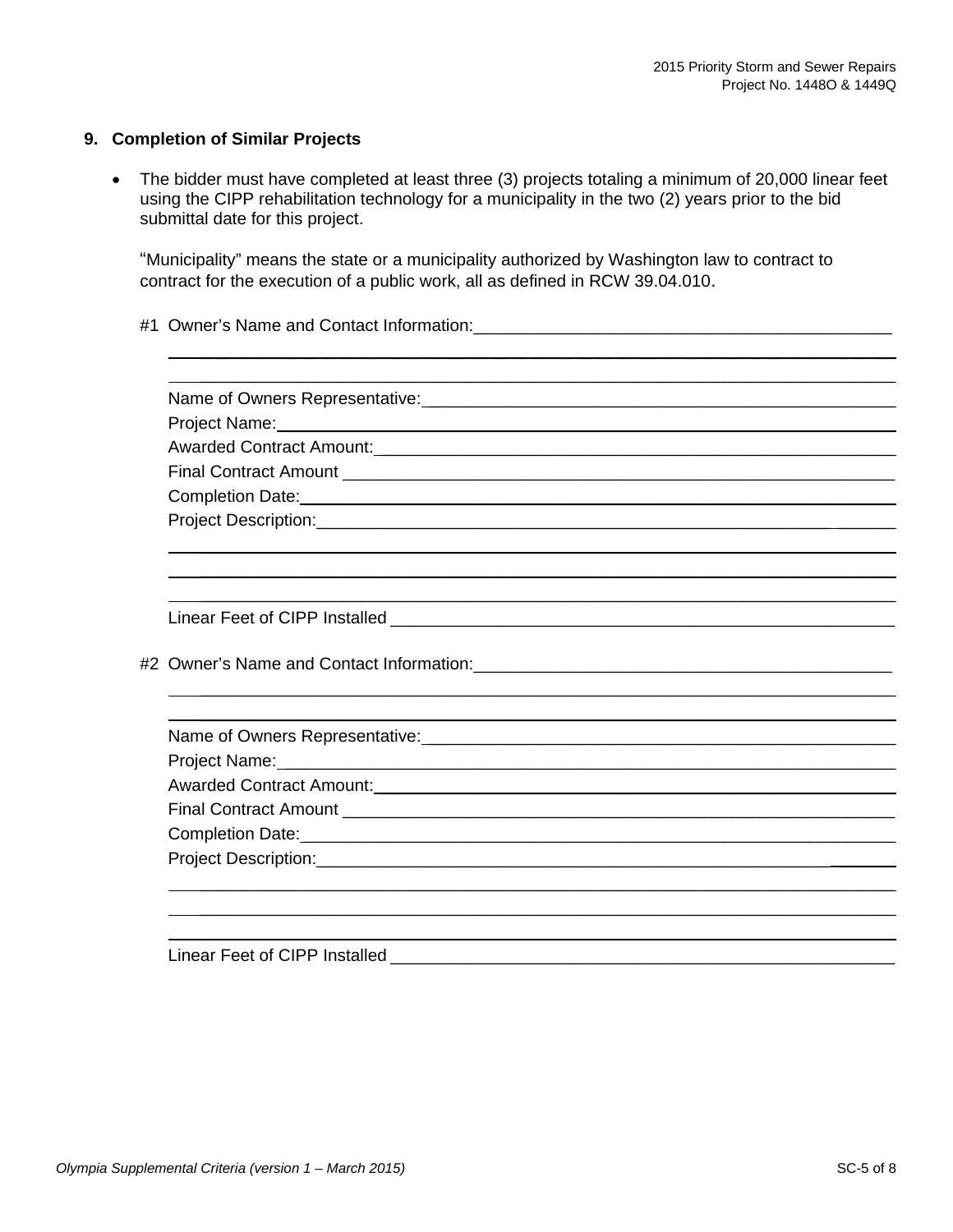### 9. Completion of Similar Projects

- The bidder must have completed at least three (3) projects totaling a minimum of 20,000 linear feet using the CIPP rehabilitation technology for a municipality in the two (2) years prior to the bid submittal date for this project.

  "Municipality" means the state or a municipality authorized by Washington law to contract to contract for the execution of a public work, all as defined in RCW 39.04.010.

  #1 Owner's Name and Contact Information:_____________________________________________

  ________________________________________________________________________________

  ________________________________________________________________________________

  Name of Owners Representative:____________________________________________________

  Project Name:_____________________________________________________________________

  Awarded Contract Amount:_________________________________________________________

  Final Contract Amount ____________________________________________________________

  Completion Date:__________________________________________________________________

  Project Description:_______________________________________________________________

  ________________________________________________________________________________

  ________________________________________________________________________________

  ________________________________________________________________________________

  Linear Feet of CIPP Installed ______________________________________________________

  #2 Owner's Name and Contact Information:_____________________________________________

  ________________________________________________________________________________

  ________________________________________________________________________________

  Name of Owners Representative:____________________________________________________

  Project Name:_____________________________________________________________________

  Awarded Contract Amount:_________________________________________________________

  Final Contract Amount ____________________________________________________________

  Completion Date:__________________________________________________________________

  Project Description:_______________________________________________________________

  ________________________________________________________________________________

  ________________________________________________________________________________

  ________________________________________________________________________________

  Linear Feet of CIPP Installed ______________________________________________________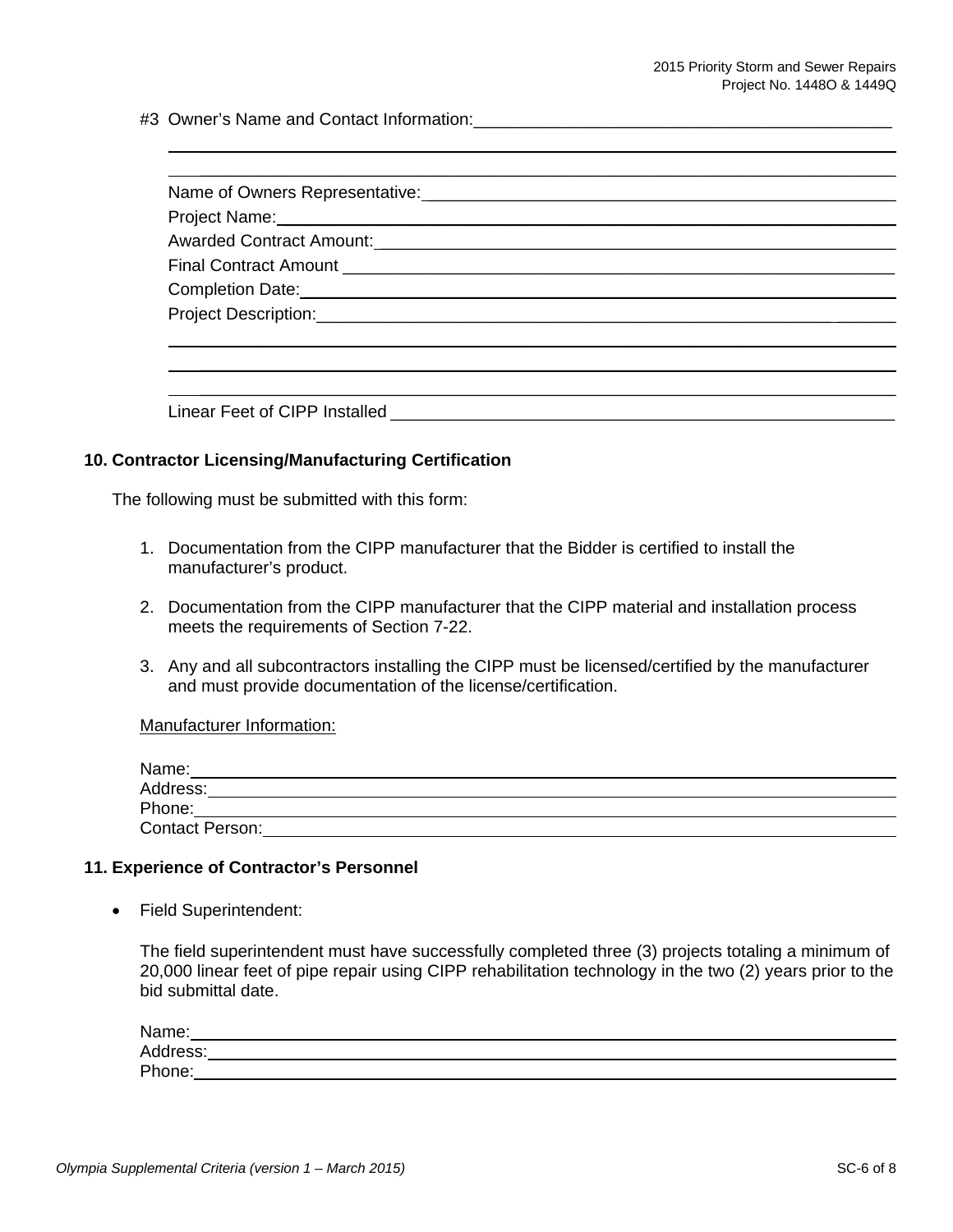#3 Owner's Name and Contact Information:____________________________________________

________________________________________________________________________________

________________________________________________________________________________

Name of Owners Representative:________________________________________________

Project Name:______________________________________________________________

Awarded Contract Amount:____________________________________________________

Final Contract Amount _______________________________________________________

Completion Date:____________________________________________________________

Project Description:__________________________________________________________

________________________________________________________________________________

________________________________________________________________________________

________________________________________________________________________________

Linear Feet of CIPP Installed ___________________________________________________

**10. Contractor Licensing/Manufacturing Certification**

The following must be submitted with this form:

1. Documentation from the CIPP manufacturer that the Bidder is certified to install the manufacturer's product.

2. Documentation from the CIPP manufacturer that the CIPP material and installation process meets the requirements of Section 7-22.

3. Any and all subcontractors installing the CIPP must be licensed/certified by the manufacturer and must provide documentation of the license/certification.

Manufacturer Information:

Name:__________________________________________________________________
Address:________________________________________________________________
Phone:_________________________________________________________________
Contact Person:__________________________________________________________

**11. Experience of Contractor's Personnel**

- Field Superintendent:

  The field superintendent must have successfully completed three (3) projects totaling a minimum of 20,000 linear feet of pipe repair using CIPP rehabilitation technology in the two (2) years prior to the bid submittal date.

  Name:__________________________________________________________________
  Address:________________________________________________________________
  Phone:_________________________________________________________________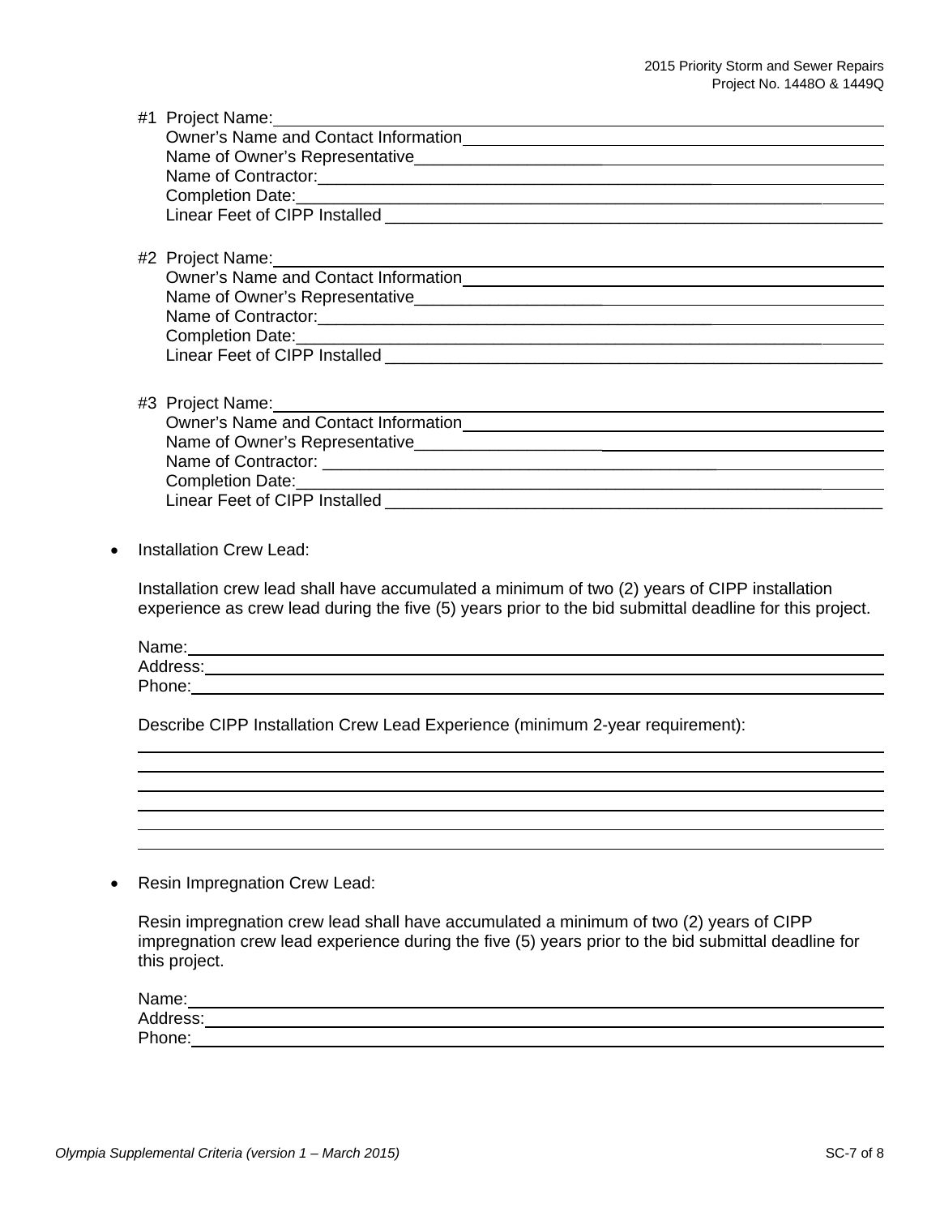#1 Project Name: ____________________________________________

Owner's Name and Contact Information ____________________________________________

Name of Owner's Representative ____________________________________________

Name of Contractor: ____________________________________________

Completion Date: ____________________________________________

Linear Feet of CIPP Installed ____________________________________________

#2 Project Name: ____________________________________________

Owner's Name and Contact Information ____________________________________________

Name of Owner's Representative ____________________________________________

Name of Contractor: ____________________________________________

Completion Date: ____________________________________________

Linear Feet of CIPP Installed ____________________________________________

#3 Project Name: ____________________________________________

Owner's Name and Contact Information ____________________________________________

Name of Owner's Representative ____________________________________________

Name of Contractor: ____________________________________________

Completion Date: ____________________________________________

Linear Feet of CIPP Installed ____________________________________________

- Installation Crew Lead:

  Installation crew lead shall have accumulated a minimum of two (2) years of CIPP installation experience as crew lead during the five (5) years prior to the bid submittal deadline for this project.

  Name: ____________________________________________

  Address: ____________________________________________

  Phone: ____________________________________________

  Describe CIPP Installation Crew Lead Experience (minimum 2-year requirement):

  ____________________________________________

  ____________________________________________

  ____________________________________________

  ____________________________________________

  ____________________________________________

  ____________________________________________

- Resin Impregnation Crew Lead:

  Resin impregnation crew lead shall have accumulated a minimum of two (2) years of CIPP impregnation crew lead experience during the five (5) years prior to the bid submittal deadline for this project.

  Name: ____________________________________________

  Address: ____________________________________________

  Phone: ____________________________________________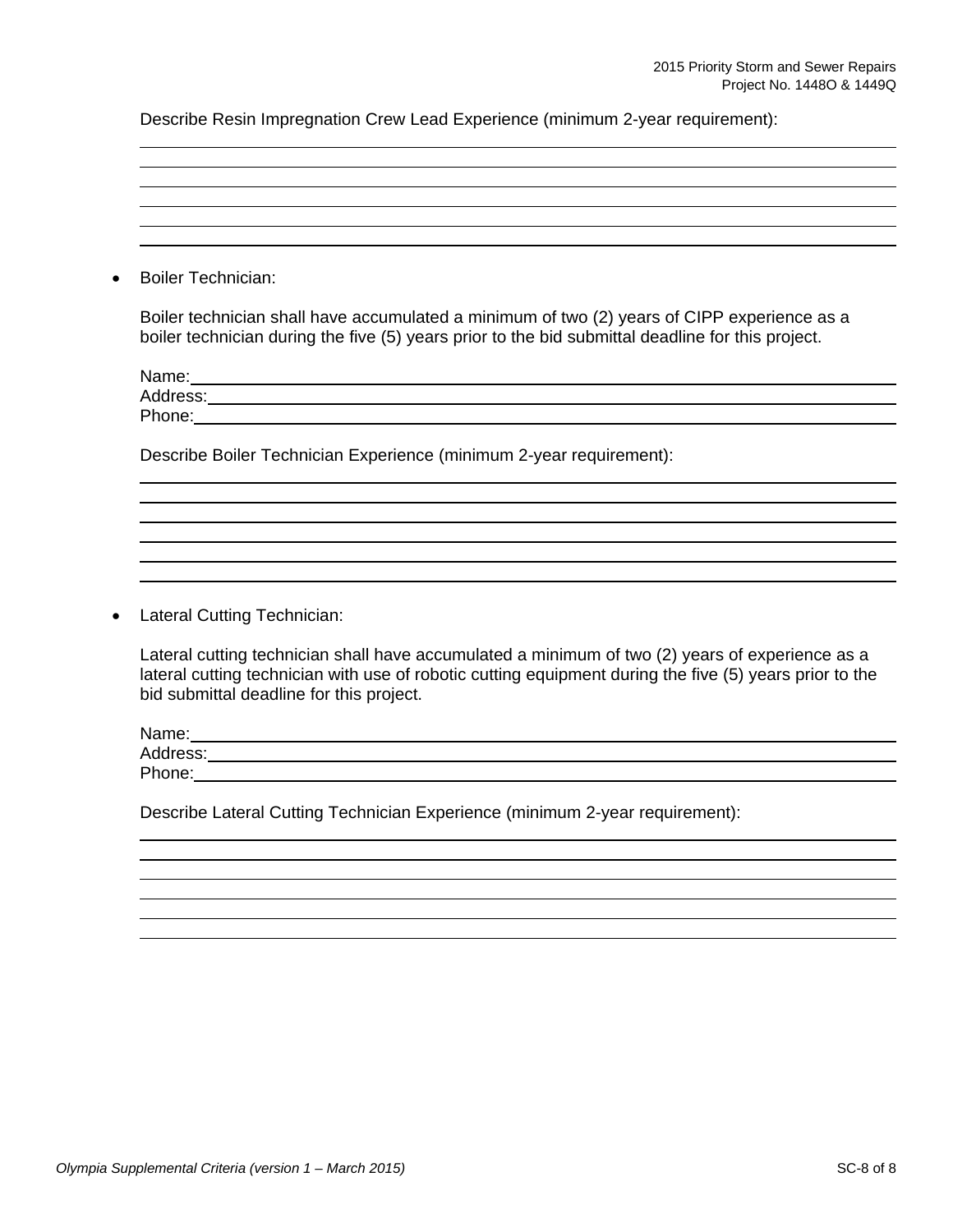Describe Resin Impregnation Crew Lead Experience (minimum 2-year requirement):

______________________________________________________________________
______________________________________________________________________
______________________________________________________________________
______________________________________________________________________
______________________________________________________________________
______________________________________________________________________

- Boiler Technician:

  Boiler technician shall have accumulated a minimum of two (2) years of CIPP experience as a boiler technician during the five (5) years prior to the bid submittal deadline for this project.

  Name:______________________________________________________________
  Address:____________________________________________________________
  Phone:_____________________________________________________________

  Describe Boiler Technician Experience (minimum 2-year requirement):

  ______________________________________________________________________
  ______________________________________________________________________
  ______________________________________________________________________
  ______________________________________________________________________
  ______________________________________________________________________
  ______________________________________________________________________

- Lateral Cutting Technician:

  Lateral cutting technician shall have accumulated a minimum of two (2) years of experience as a lateral cutting technician with use of robotic cutting equipment during the five (5) years prior to the bid submittal deadline for this project.

  Name:______________________________________________________________
  Address:____________________________________________________________
  Phone:_____________________________________________________________

  Describe Lateral Cutting Technician Experience (minimum 2-year requirement):

  ______________________________________________________________________
  ______________________________________________________________________
  ______________________________________________________________________
  ______________________________________________________________________
  ______________________________________________________________________
  ______________________________________________________________________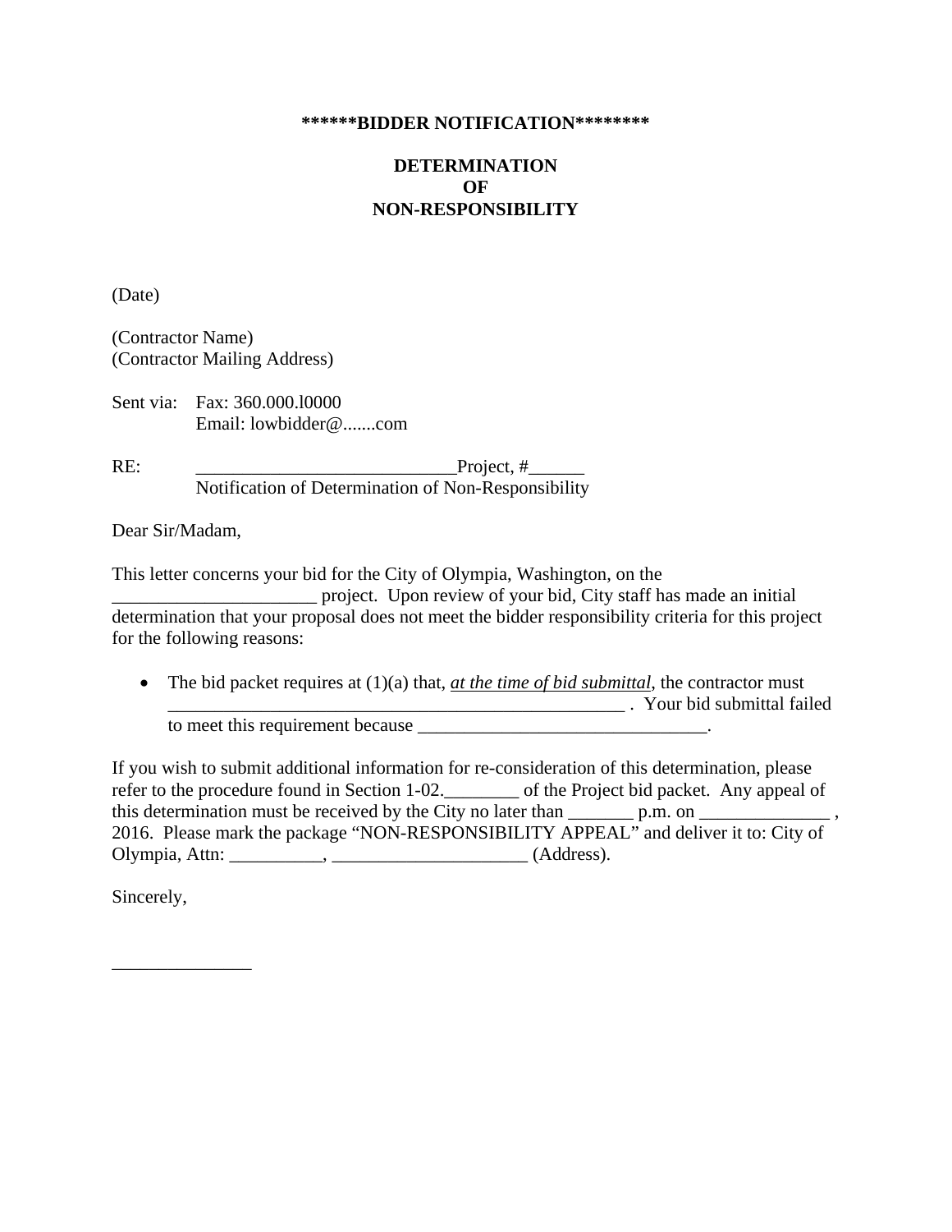**\*\*\*\*\*\*BIDDER NOTIFICATION\*\*\*\*\*\*\*\***

**DETERMINATION**
**OF**
**NON-RESPONSIBILITY**

(Date)

(Contractor Name)
(Contractor Mailing Address)

Sent via: Fax: 360.000.l0000
Email: lowbidder@.......com

RE: ____________________________Project, #______
Notification of Determination of Non-Responsibility

Dear Sir/Madam,

This letter concerns your bid for the City of Olympia, Washington, on the ______________________ project. Upon review of your bid, City staff has made an initial determination that your proposal does not meet the bidder responsibility criteria for this project for the following reasons:

- The bid packet requires at (1)(a) that, *at the time of bid submittal*, the contractor must __________________________________________________ . Your bid submittal failed to meet this requirement because _______________________________.

If you wish to submit additional information for re-consideration of this determination, please refer to the procedure found in Section 1-02.________ of the Project bid packet. Any appeal of this determination must be received by the City no later than _______ p.m. on ______________ , 2016. Please mark the package "NON-RESPONSIBILITY APPEAL" and deliver it to: City of Olympia, Attn: __________, _____________________ (Address).

Sincerely,

_______________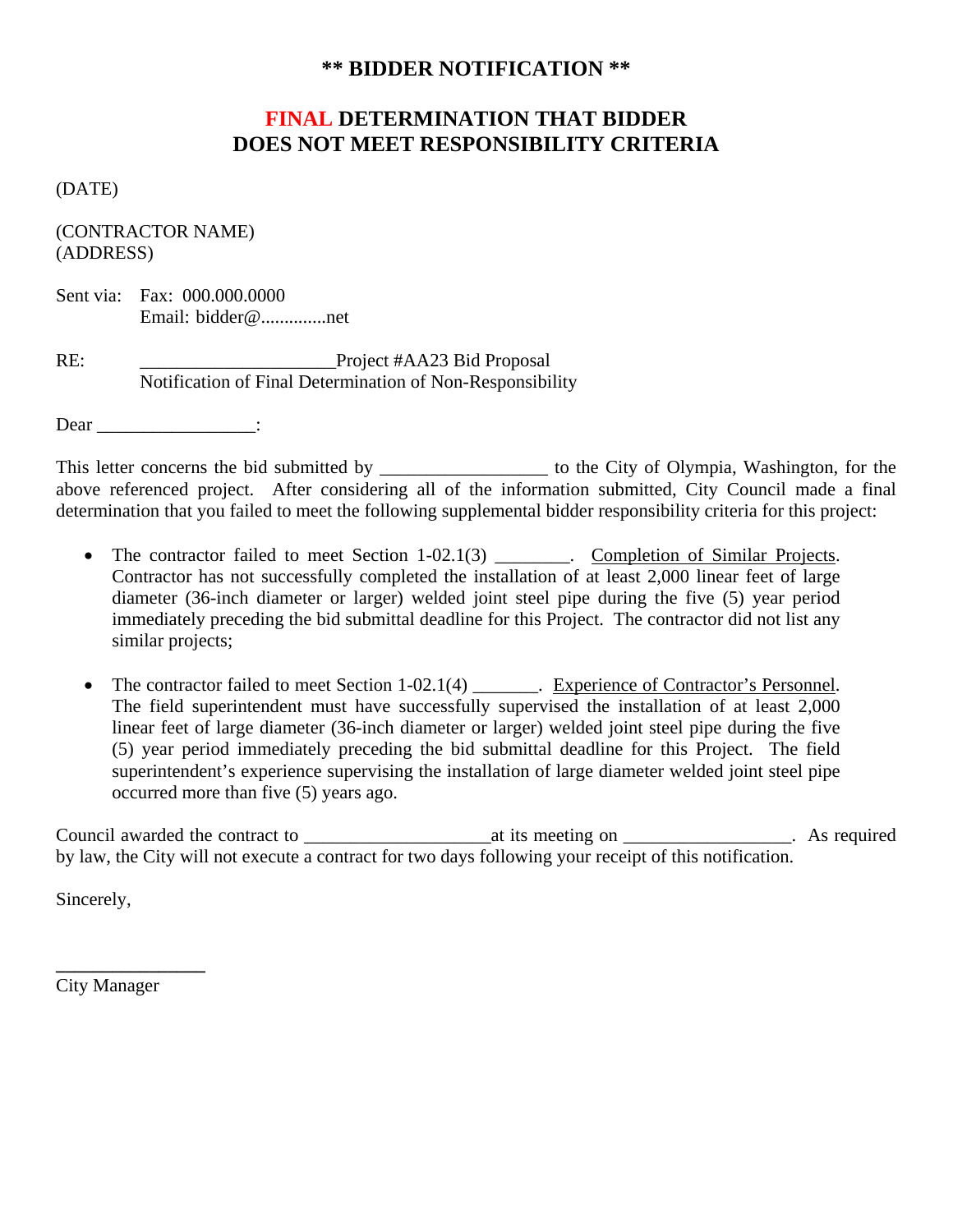## ** BIDDER NOTIFICATION **

## FINAL DETERMINATION THAT BIDDER DOES NOT MEET RESPONSIBILITY CRITERIA

(DATE)

(CONTRACTOR NAME)
(ADDRESS)

Sent via: Fax: 000.000.0000
Email: bidder@.............net

RE: ____________________Project #AA23 Bid Proposal
Notification of Final Determination of Non-Responsibility

Dear _________________:

This letter concerns the bid submitted by _________________ to the City of Olympia, Washington, for the above referenced project. After considering all of the information submitted, City Council made a final determination that you failed to meet the following supplemental bidder responsibility criteria for this project:

- The contractor failed to meet Section 1-02.1(3) ________. Completion of Similar Projects. Contractor has not successfully completed the installation of at least 2,000 linear feet of large diameter (36-inch diameter or larger) welded joint steel pipe during the five (5) year period immediately preceding the bid submittal deadline for this Project. The contractor did not list any similar projects;

- The contractor failed to meet Section 1-02.1(4) _______. Experience of Contractor's Personnel. The field superintendent must have successfully supervised the installation of at least 2,000 linear feet of large diameter (36-inch diameter or larger) welded joint steel pipe during the five (5) year period immediately preceding the bid submittal deadline for this Project. The field superintendent's experience supervising the installation of large diameter welded joint steel pipe occurred more than five (5) years ago.

Council awarded the contract to ___________________at its meeting on _________________. As required by law, the City will not execute a contract for two days following your receipt of this notification.

Sincerely,

________________
City Manager